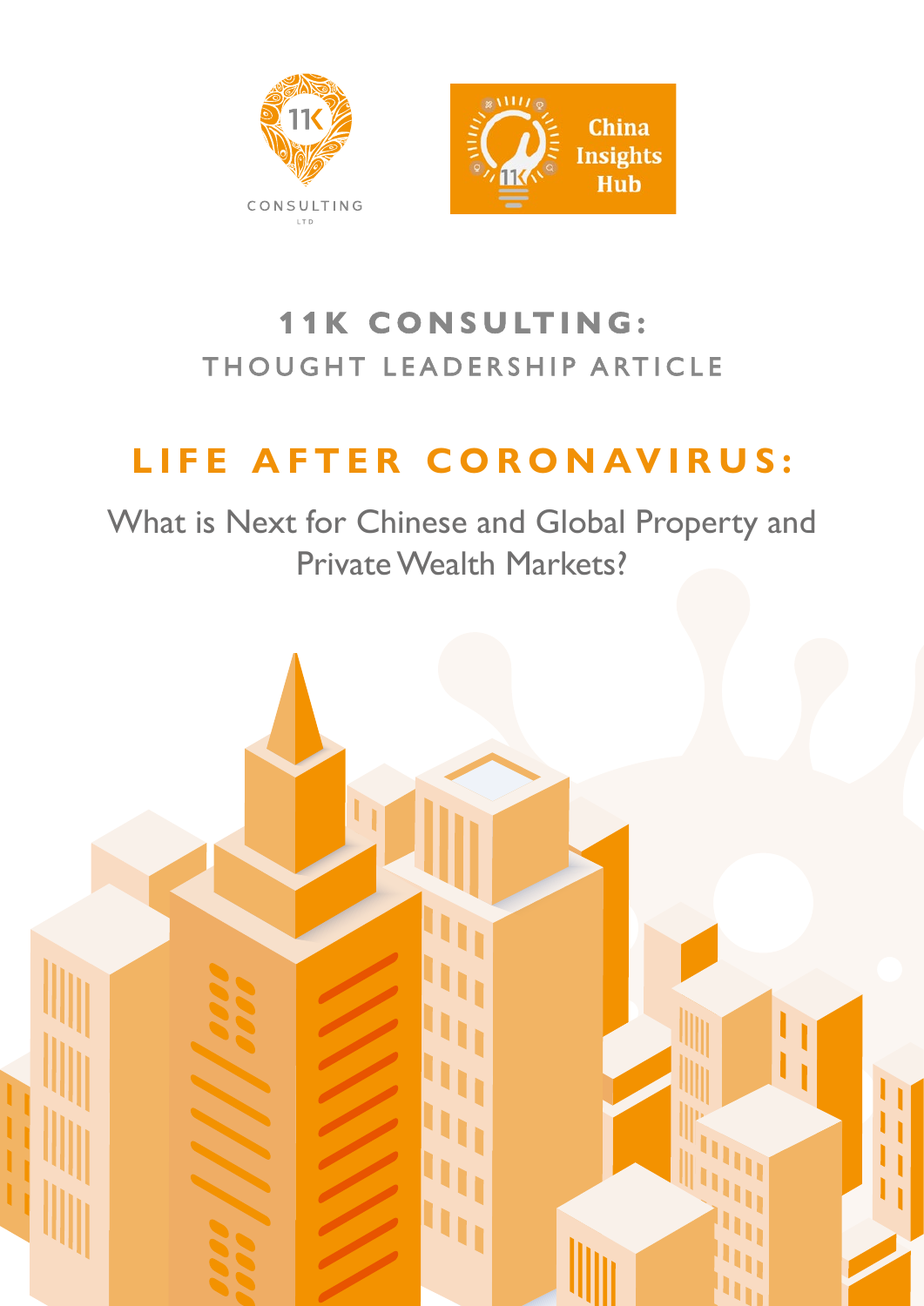11K CONSULTING LTD

China Insights Hub

# 11K CONSULTING:

## THOUGHT LEADERSHIP ARTICLE

# LIFE AFTER CORONAVIRUS:

## What is Next for Chinese and Global Property and Private Wealth Markets?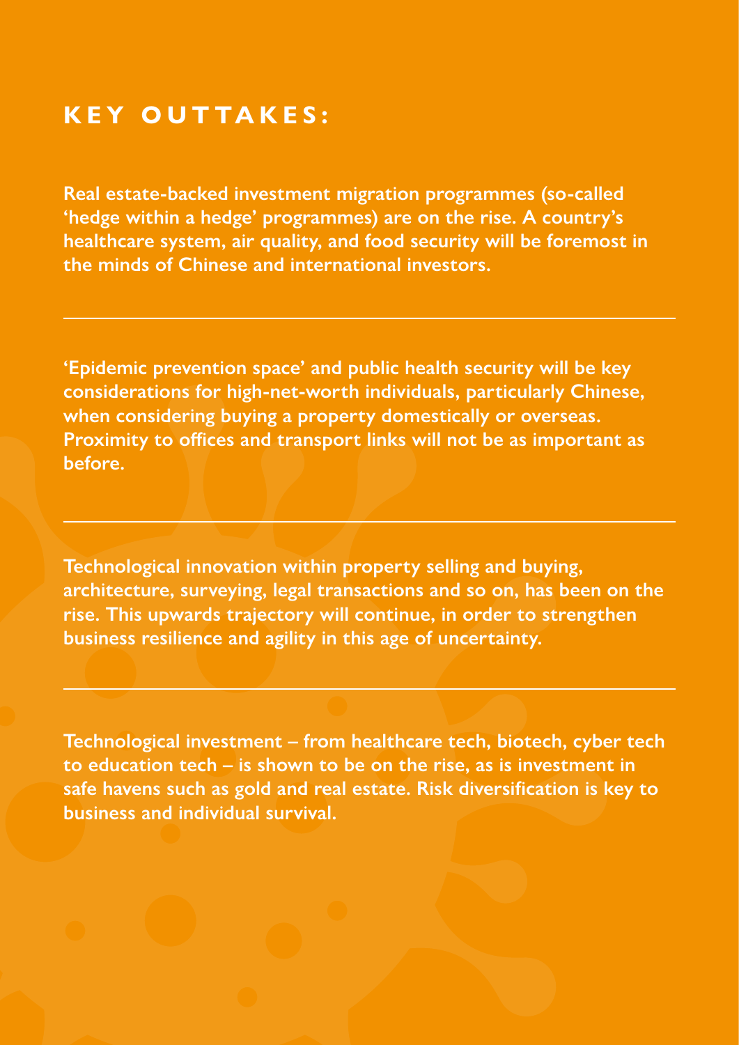## KEY OUTTAKES:

**Real estate-backed investment migration programmes (so-called 'hedge within a hedge' programmes) are on the rise. A country's healthcare system, air quality, and food security will be foremost in the minds of Chinese and international investors.**

---

**'Epidemic prevention space' and public health security will be key considerations for high-net-worth individuals, particularly Chinese, when considering buying a property domestically or overseas. Proximity to offices and transport links will not be as important as before.**

---

**Technological innovation within property selling and buying, architecture, surveying, legal transactions and so on, has been on the rise. This upwards trajectory will continue, in order to strengthen business resilience and agility in this age of uncertainty.**

---

**Technological investment – from healthcare tech, biotech, cyber tech to education tech – is shown to be on the rise, as is investment in safe havens such as gold and real estate. Risk diversification is key to business and individual survival.**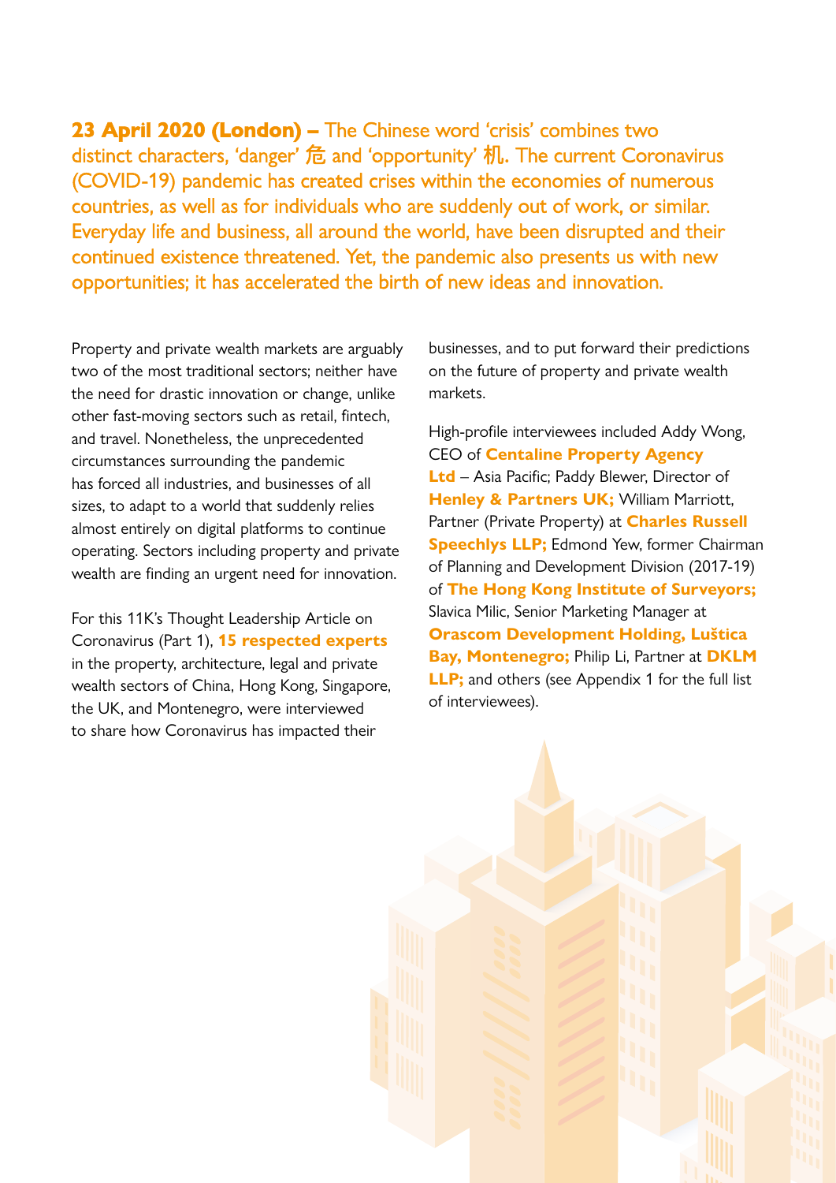**23 April 2020 (London) –** The Chinese word 'crisis' combines two distinct characters, 'danger' 危 and 'opportunity' 机. The current Coronavirus (COVID-19) pandemic has created crises within the economies of numerous countries, as well as for individuals who are suddenly out of work, or similar. Everyday life and business, all around the world, have been disrupted and their continued existence threatened. Yet, the pandemic also presents us with new opportunities; it has accelerated the birth of new ideas and innovation.

Property and private wealth markets are arguably two of the most traditional sectors; neither have the need for drastic innovation or change, unlike other fast-moving sectors such as retail, fintech, and travel. Nonetheless, the unprecedented circumstances surrounding the pandemic has forced all industries, and businesses of all sizes, to adapt to a world that suddenly relies almost entirely on digital platforms to continue operating. Sectors including property and private wealth are finding an urgent need for innovation.

For this 11K's Thought Leadership Article on Coronavirus (Part 1), **15 respected experts** in the property, architecture, legal and private wealth sectors of China, Hong Kong, Singapore, the UK, and Montenegro, were interviewed to share how Coronavirus has impacted their businesses, and to put forward their predictions on the future of property and private wealth markets.

High-profile interviewees included Addy Wong, CEO of **Centaline Property Agency Ltd** – Asia Pacific; Paddy Blewer, Director of **Henley & Partners UK;** William Marriott, Partner (Private Property) at **Charles Russell Speechlys LLP;** Edmond Yew, former Chairman of Planning and Development Division (2017-19) of **The Hong Kong Institute of Surveyors;** Slavica Milic, Senior Marketing Manager at **Orascom Development Holding, Luštica Bay, Montenegro;** Philip Li, Partner at **DKLM LLP;** and others (see Appendix 1 for the full list of interviewees).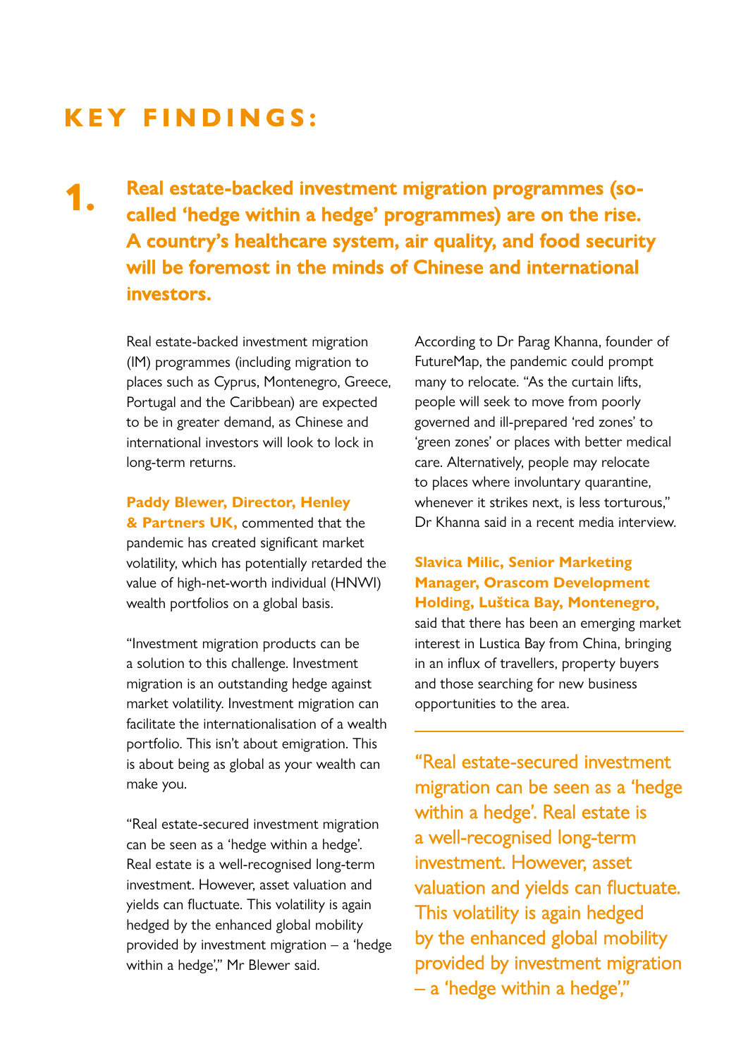## KEY FINDINGS:

### 1. Real estate-backed investment migration programmes (so-called 'hedge within a hedge' programmes) are on the rise. A country's healthcare system, air quality, and food security will be foremost in the minds of Chinese and international investors.

Real estate-backed investment migration (IM) programmes (including migration to places such as Cyprus, Montenegro, Greece, Portugal and the Caribbean) are expected to be in greater demand, as Chinese and international investors will look to lock in long-term returns.

**Paddy Blewer, Director, Henley & Partners UK,** commented that the pandemic has created significant market volatility, which has potentially retarded the value of high-net-worth individual (HNWI) wealth portfolios on a global basis.

"Investment migration products can be a solution to this challenge. Investment migration is an outstanding hedge against market volatility. Investment migration can facilitate the internationalisation of a wealth portfolio. This isn't about emigration. This is about being as global as your wealth can make you.

"Real estate-secured investment migration can be seen as a 'hedge within a hedge'. Real estate is a well-recognised long-term investment. However, asset valuation and yields can fluctuate. This volatility is again hedged by the enhanced global mobility provided by investment migration – a 'hedge within a hedge'," Mr Blewer said.

According to Dr Parag Khanna, founder of FutureMap, the pandemic could prompt many to relocate. "As the curtain lifts, people will seek to move from poorly governed and ill-prepared 'red zones' to 'green zones' or places with better medical care. Alternatively, people may relocate to places where involuntary quarantine, whenever it strikes next, is less torturous," Dr Khanna said in a recent media interview.

**Slavica Milic, Senior Marketing Manager, Orascom Development Holding, Luštica Bay, Montenegro,** said that there has been an emerging market interest in Lustica Bay from China, bringing in an influx of travellers, property buyers and those searching for new business opportunities to the area.

> "Real estate-secured investment migration can be seen as a 'hedge within a hedge'. Real estate is a well-recognised long-term investment. However, asset valuation and yields can fluctuate. This volatility is again hedged by the enhanced global mobility provided by investment migration – a 'hedge within a hedge',"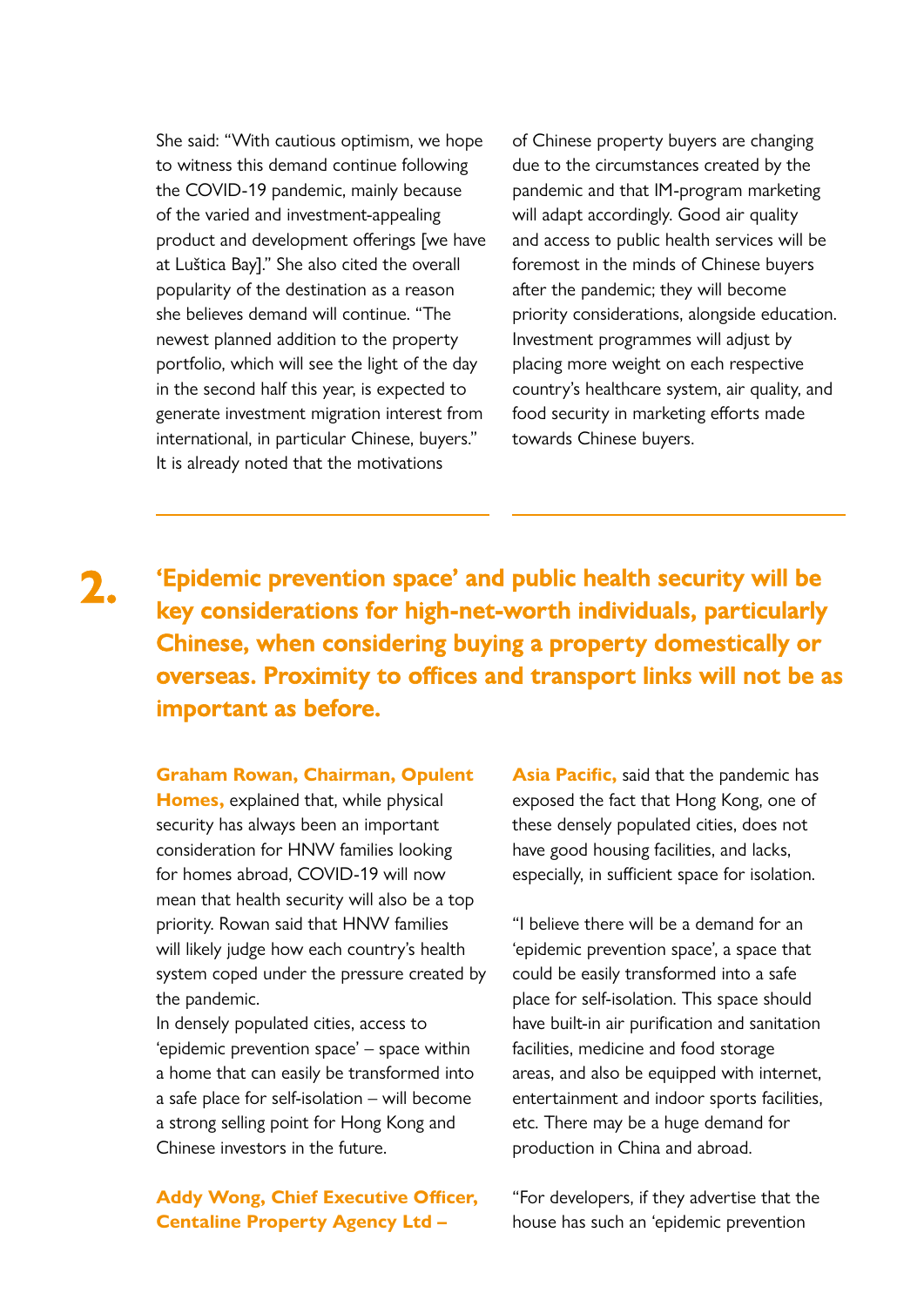She said: "With cautious optimism, we hope to witness this demand continue following the COVID-19 pandemic, mainly because of the varied and investment-appealing product and development offerings [we have at Luštica Bay]." She also cited the overall popularity of the destination as a reason she believes demand will continue. "The newest planned addition to the property portfolio, which will see the light of the day in the second half this year, is expected to generate investment migration interest from international, in particular Chinese, buyers." It is already noted that the motivations of Chinese property buyers are changing due to the circumstances created by the pandemic and that IM-program marketing will adapt accordingly. Good air quality and access to public health services will be foremost in the minds of Chinese buyers after the pandemic; they will become priority considerations, alongside education. Investment programmes will adjust by placing more weight on each respective country's healthcare system, air quality, and food security in marketing efforts made towards Chinese buyers.

## 2. 'Epidemic prevention space' and public health security will be key considerations for high-net-worth individuals, particularly Chinese, when considering buying a property domestically or overseas. Proximity to offices and transport links will not be as important as before.

**Graham Rowan, Chairman, Opulent Homes,** explained that, while physical security has always been an important consideration for HNW families looking for homes abroad, COVID-19 will now mean that health security will also be a top priority. Rowan said that HNW families will likely judge how each country's health system coped under the pressure created by the pandemic.

In densely populated cities, access to 'epidemic prevention space' – space within a home that can easily be transformed into a safe place for self-isolation – will become a strong selling point for Hong Kong and Chinese investors in the future.

**Addy Wong, Chief Executive Officer, Centaline Property Agency Ltd – Asia Pacific,** said that the pandemic has exposed the fact that Hong Kong, one of these densely populated cities, does not have good housing facilities, and lacks, especially, in sufficient space for isolation.

"I believe there will be a demand for an 'epidemic prevention space', a space that could be easily transformed into a safe place for self-isolation. This space should have built-in air purification and sanitation facilities, medicine and food storage areas, and also be equipped with internet, entertainment and indoor sports facilities, etc. There may be a huge demand for production in China and abroad.

"For developers, if they advertise that the house has such an 'epidemic prevention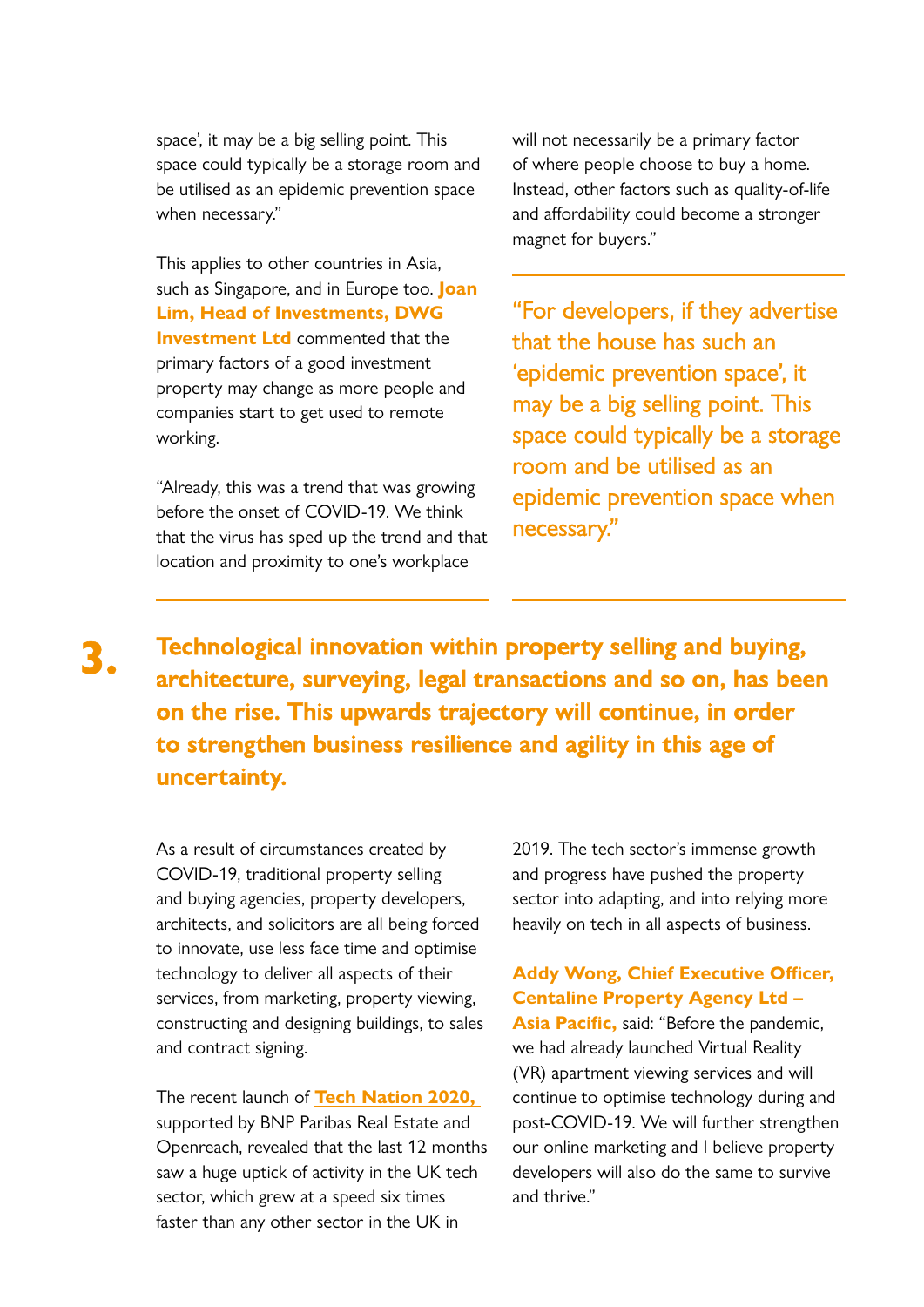space', it may be a big selling point. This space could typically be a storage room and be utilised as an epidemic prevention space when necessary."

This applies to other countries in Asia, such as Singapore, and in Europe too. **Joan Lim, Head of Investments, DWG Investment Ltd** commented that the primary factors of a good investment property may change as more people and companies start to get used to remote working.

"Already, this was a trend that was growing before the onset of COVID-19. We think that the virus has sped up the trend and that location and proximity to one's workplace will not necessarily be a primary factor of where people choose to buy a home. Instead, other factors such as quality-of-life and affordability could become a stronger magnet for buyers."

> "For developers, if they advertise that the house has such an 'epidemic prevention space', it may be a big selling point. This space could typically be a storage room and be utilised as an epidemic prevention space when necessary."

## 3. Technological innovation within property selling and buying, architecture, surveying, legal transactions and so on, has been on the rise. This upwards trajectory will continue, in order to strengthen business resilience and agility in this age of uncertainty.

As a result of circumstances created by COVID-19, traditional property selling and buying agencies, property developers, architects, and solicitors are all being forced to innovate, use less face time and optimise technology to deliver all aspects of their services, from marketing, property viewing, constructing and designing buildings, to sales and contract signing.

The recent launch of **Tech Nation 2020,** supported by BNP Paribas Real Estate and Openreach, revealed that the last 12 months saw a huge uptick of activity in the UK tech sector, which grew at a speed six times faster than any other sector in the UK in 2019. The tech sector's immense growth and progress have pushed the property sector into adapting, and into relying more heavily on tech in all aspects of business.

**Addy Wong, Chief Executive Officer, Centaline Property Agency Ltd – Asia Pacific,** said: "Before the pandemic, we had already launched Virtual Reality (VR) apartment viewing services and will continue to optimise technology during and post-COVID-19. We will further strengthen our online marketing and I believe property developers will also do the same to survive and thrive."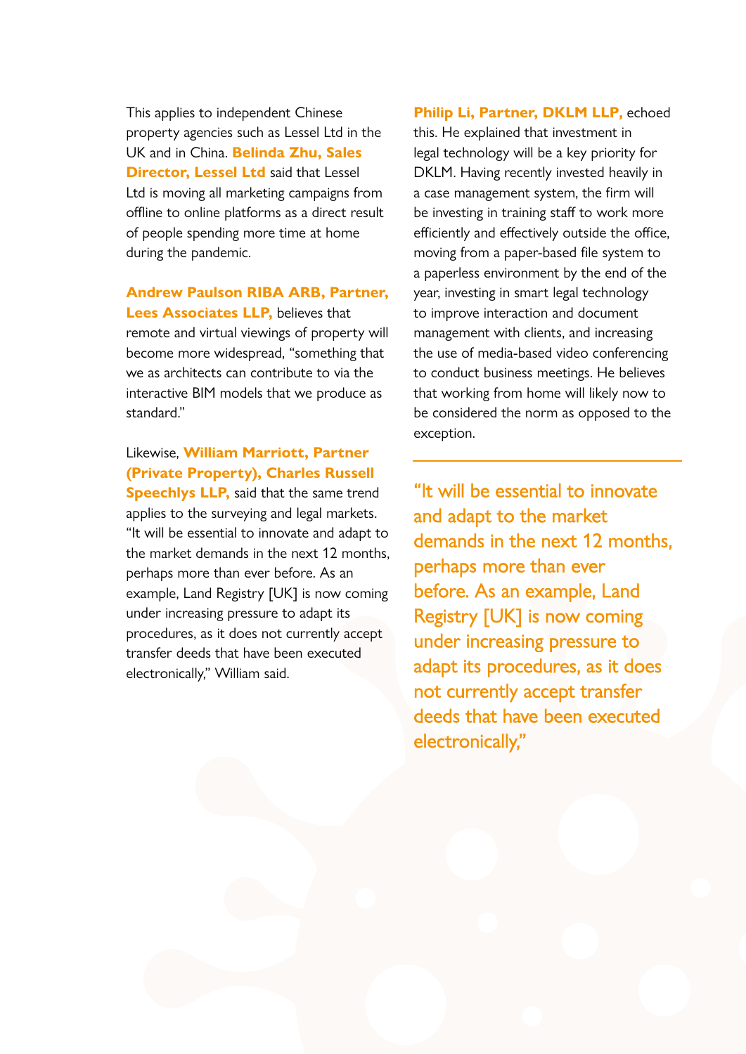This applies to independent Chinese property agencies such as Lessel Ltd in the UK and in China. **Belinda Zhu, Sales Director, Lessel Ltd** said that Lessel Ltd is moving all marketing campaigns from offline to online platforms as a direct result of people spending more time at home during the pandemic.

**Andrew Paulson RIBA ARB, Partner, Lees Associates LLP,** believes that remote and virtual viewings of property will become more widespread, "something that we as architects can contribute to via the interactive BIM models that we produce as standard."

Likewise, **William Marriott, Partner (Private Property), Charles Russell Speechlys LLP,** said that the same trend applies to the surveying and legal markets. "It will be essential to innovate and adapt to the market demands in the next 12 months, perhaps more than ever before. As an example, Land Registry [UK] is now coming under increasing pressure to adapt its procedures, as it does not currently accept transfer deeds that have been executed electronically," William said.

**Philip Li, Partner, DKLM LLP,** echoed this. He explained that investment in legal technology will be a key priority for DKLM. Having recently invested heavily in a case management system, the firm will be investing in training staff to work more efficiently and effectively outside the office, moving from a paper-based file system to a paperless environment by the end of the year, investing in smart legal technology to improve interaction and document management with clients, and increasing the use of media-based video conferencing to conduct business meetings. He believes that working from home will likely now to be considered the norm as opposed to the exception.

> "It will be essential to innovate and adapt to the market demands in the next 12 months, perhaps more than ever before. As an example, Land Registry [UK] is now coming under increasing pressure to adapt its procedures, as it does not currently accept transfer deeds that have been executed electronically,"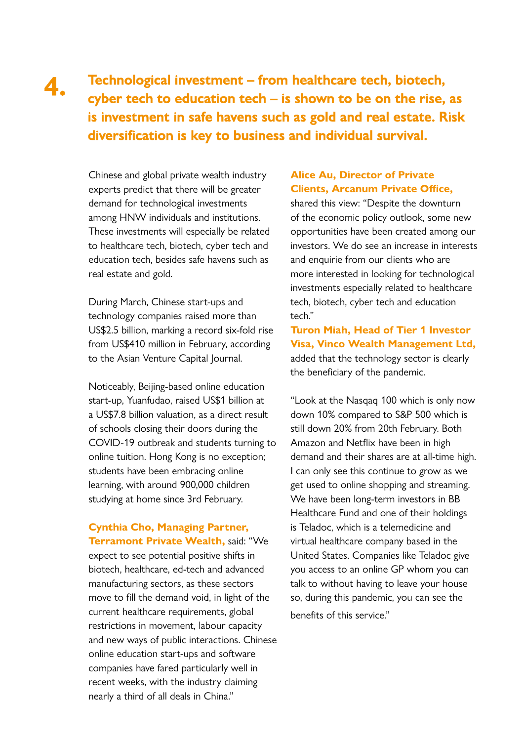## 4. Technological investment – from healthcare tech, biotech, cyber tech to education tech – is shown to be on the rise, as is investment in safe havens such as gold and real estate. Risk diversification is key to business and individual survival.

Chinese and global private wealth industry experts predict that there will be greater demand for technological investments among HNW individuals and institutions. These investments will especially be related to healthcare tech, biotech, cyber tech and education tech, besides safe havens such as real estate and gold.

During March, Chinese start-ups and technology companies raised more than US$2.5 billion, marking a record six-fold rise from US$410 million in February, according to the Asian Venture Capital Journal.

Noticeably, Beijing-based online education start-up, Yuanfudao, raised US$1 billion at a US$7.8 billion valuation, as a direct result of schools closing their doors during the COVID-19 outbreak and students turning to online tuition. Hong Kong is no exception; students have been embracing online learning, with around 900,000 children studying at home since 3rd February.

**Cynthia Cho, Managing Partner, Terramont Private Wealth,** said: "We expect to see potential positive shifts in biotech, healthcare, ed-tech and advanced manufacturing sectors, as these sectors move to fill the demand void, in light of the current healthcare requirements, global restrictions in movement, labour capacity and new ways of public interactions. Chinese online education start-ups and software companies have fared particularly well in recent weeks, with the industry claiming nearly a third of all deals in China."

**Alice Au, Director of Private Clients, Arcanum Private Office,** shared this view: "Despite the downturn of the economic policy outlook, some new opportunities have been created among our investors. We do see an increase in interests and enquirie from our clients who are more interested in looking for technological investments especially related to healthcare tech, biotech, cyber tech and education tech."

**Turon Miah, Head of Tier 1 Investor Visa, Vinco Wealth Management Ltd,** added that the technology sector is clearly the beneficiary of the pandemic.

"Look at the Nasqaq 100 which is only now down 10% compared to S&P 500 which is still down 20% from 20th February. Both Amazon and Netflix have been in high demand and their shares are at all-time high. I can only see this continue to grow as we get used to online shopping and streaming. We have been long-term investors in BB Healthcare Fund and one of their holdings is Teladoc, which is a telemedicine and virtual healthcare company based in the United States. Companies like Teladoc give you access to an online GP whom you can talk to without having to leave your house so, during this pandemic, you can see the benefits of this service."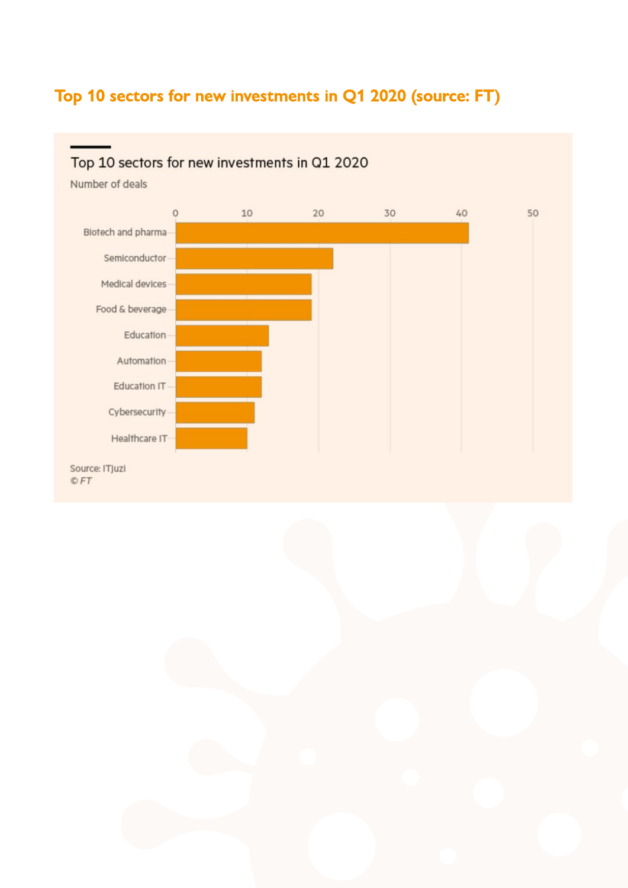## Top 10 sectors for new investments in Q1 2020 (source: FT)

Top 10 sectors for new investments in Q1 2020

Number of deals

Biotech and pharma

Semiconductor

Medical devices

Food & beverage

Education

Automation

Education IT

Cybersecurity

Healthcare IT

Source: ITJuzi

© FT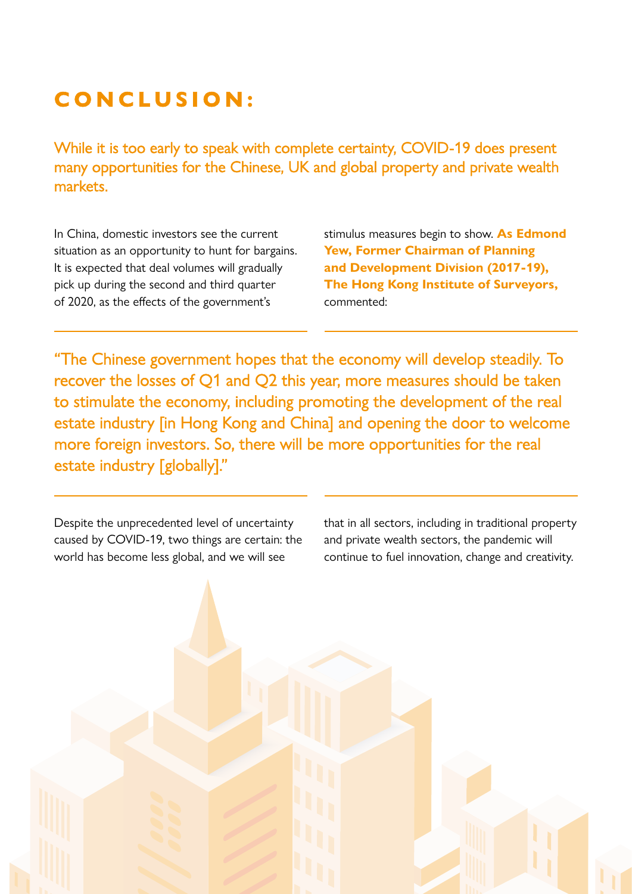# CONCLUSION:

While it is too early to speak with complete certainty, COVID-19 does present many opportunities for the Chinese, UK and global property and private wealth markets.

In China, domestic investors see the current situation as an opportunity to hunt for bargains. It is expected that deal volumes will gradually pick up during the second and third quarter of 2020, as the effects of the government's stimulus measures begin to show. **As Edmond Yew, Former Chairman of Planning and Development Division (2017-19), The Hong Kong Institute of Surveyors,** commented:

> "The Chinese government hopes that the economy will develop steadily. To recover the losses of Q1 and Q2 this year, more measures should be taken to stimulate the economy, including promoting the development of the real estate industry [in Hong Kong and China] and opening the door to welcome more foreign investors. So, there will be more opportunities for the real estate industry [globally]."

Despite the unprecedented level of uncertainty caused by COVID-19, two things are certain: the world has become less global, and we will see that in all sectors, including in traditional property and private wealth sectors, the pandemic will continue to fuel innovation, change and creativity.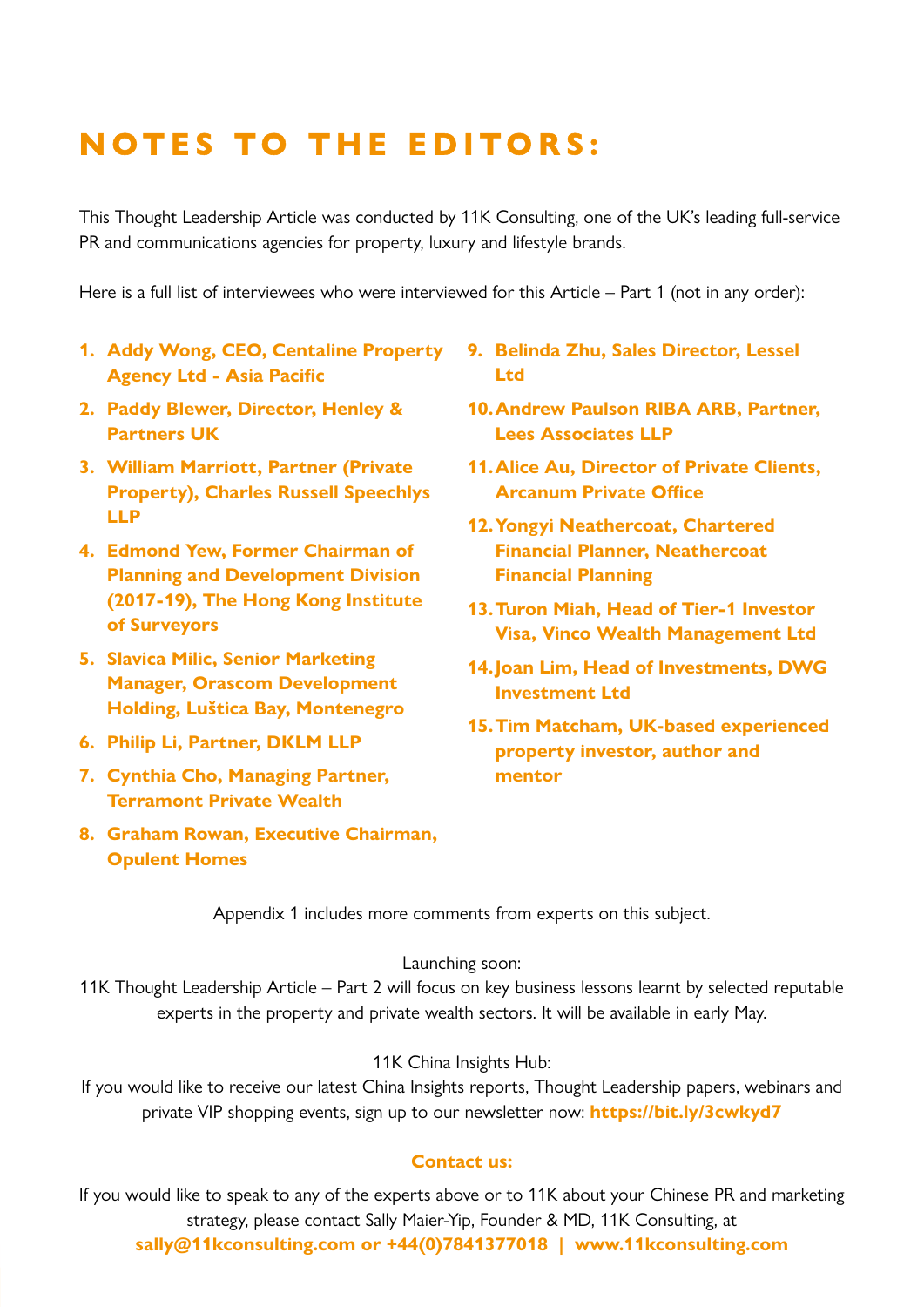# NOTES TO THE EDITORS:

This Thought Leadership Article was conducted by 11K Consulting, one of the UK's leading full-service PR and communications agencies for property, luxury and lifestyle brands.

Here is a full list of interviewees who were interviewed for this Article – Part 1 (not in any order):

1. **Addy Wong, CEO, Centaline Property Agency Ltd - Asia Pacific**
2. **Paddy Blewer, Director, Henley & Partners UK**
3. **William Marriott, Partner (Private Property), Charles Russell Speechlys LLP**
4. **Edmond Yew, Former Chairman of Planning and Development Division (2017-19), The Hong Kong Institute of Surveyors**
5. **Slavica Milic, Senior Marketing Manager, Orascom Development Holding, Luštica Bay, Montenegro**
6. **Philip Li, Partner, DKLM LLP**
7. **Cynthia Cho, Managing Partner, Terramont Private Wealth**
8. **Graham Rowan, Executive Chairman, Opulent Homes**
9. **Belinda Zhu, Sales Director, Lessel Ltd**
10. **Andrew Paulson RIBA ARB, Partner, Lees Associates LLP**
11. **Alice Au, Director of Private Clients, Arcanum Private Office**
12. **Yongyi Neathercoat, Chartered Financial Planner, Neathercoat Financial Planning**
13. **Turon Miah, Head of Tier-1 Investor Visa, Vinco Wealth Management Ltd**
14. **Joan Lim, Head of Investments, DWG Investment Ltd**
15. **Tim Matcham, UK-based experienced property investor, author and mentor**

Appendix 1 includes more comments from experts on this subject.

Launching soon:
11K Thought Leadership Article – Part 2 will focus on key business lessons learnt by selected reputable experts in the property and private wealth sectors. It will be available in early May.

11K China Insights Hub:
If you would like to receive our latest China Insights reports, Thought Leadership papers, webinars and private VIP shopping events, sign up to our newsletter now: **https://bit.ly/3cwkyd7**

**Contact us:**

If you would like to speak to any of the experts above or to 11K about your Chinese PR and marketing strategy, please contact Sally Maier-Yip, Founder & MD, 11K Consulting, at **sally@11kconsulting.com or +44(0)7841377018 | www.11kconsulting.com**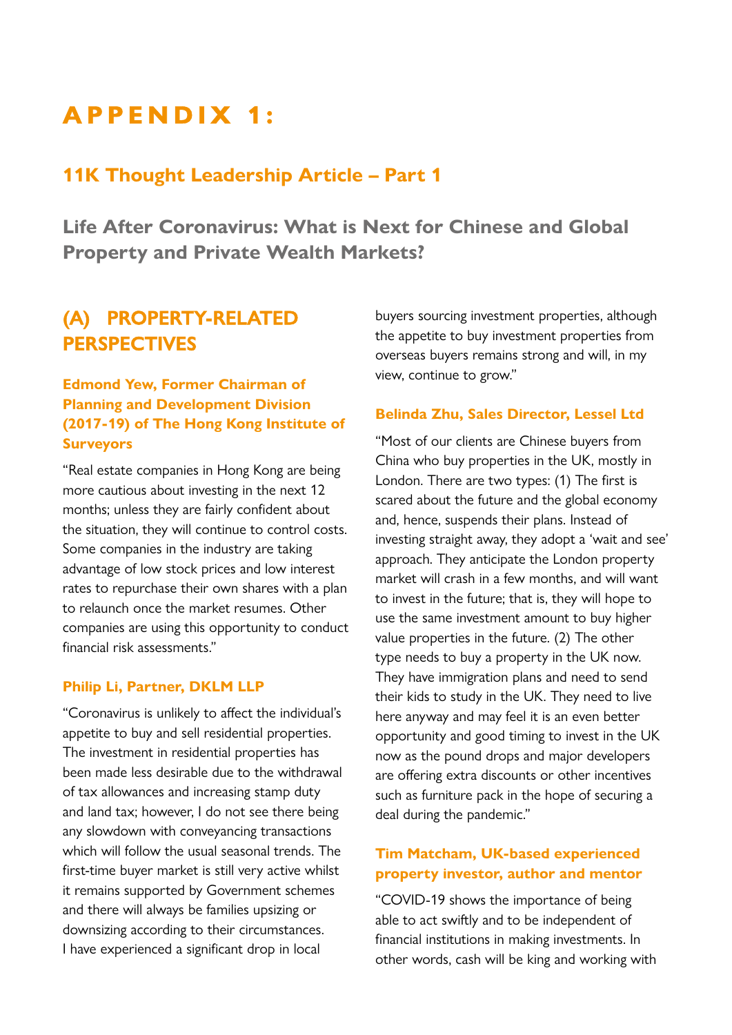# APPENDIX 1:

## 11K Thought Leadership Article – Part 1

## Life After Coronavirus: What is Next for Chinese and Global Property and Private Wealth Markets?

## (A) PROPERTY-RELATED PERSPECTIVES

### Edmond Yew, Former Chairman of Planning and Development Division (2017-19) of The Hong Kong Institute of Surveyors

"Real estate companies in Hong Kong are being more cautious about investing in the next 12 months; unless they are fairly confident about the situation, they will continue to control costs. Some companies in the industry are taking advantage of low stock prices and low interest rates to repurchase their own shares with a plan to relaunch once the market resumes. Other companies are using this opportunity to conduct financial risk assessments."

### Philip Li, Partner, DKLM LLP

"Coronavirus is unlikely to affect the individual's appetite to buy and sell residential properties. The investment in residential properties has been made less desirable due to the withdrawal of tax allowances and increasing stamp duty and land tax; however, I do not see there being any slowdown with conveyancing transactions which will follow the usual seasonal trends. The first-time buyer market is still very active whilst it remains supported by Government schemes and there will always be families upsizing or downsizing according to their circumstances. I have experienced a significant drop in local buyers sourcing investment properties, although the appetite to buy investment properties from overseas buyers remains strong and will, in my view, continue to grow."

### Belinda Zhu, Sales Director, Lessel Ltd

"Most of our clients are Chinese buyers from China who buy properties in the UK, mostly in London. There are two types: (1) The first is scared about the future and the global economy and, hence, suspends their plans. Instead of investing straight away, they adopt a 'wait and see' approach. They anticipate the London property market will crash in a few months, and will want to invest in the future; that is, they will hope to use the same investment amount to buy higher value properties in the future. (2) The other type needs to buy a property in the UK now. They have immigration plans and need to send their kids to study in the UK. They need to live here anyway and may feel it is an even better opportunity and good timing to invest in the UK now as the pound drops and major developers are offering extra discounts or other incentives such as furniture pack in the hope of securing a deal during the pandemic."

### Tim Matcham, UK-based experienced property investor, author and mentor

"COVID-19 shows the importance of being able to act swiftly and to be independent of financial institutions in making investments. In other words, cash will be king and working with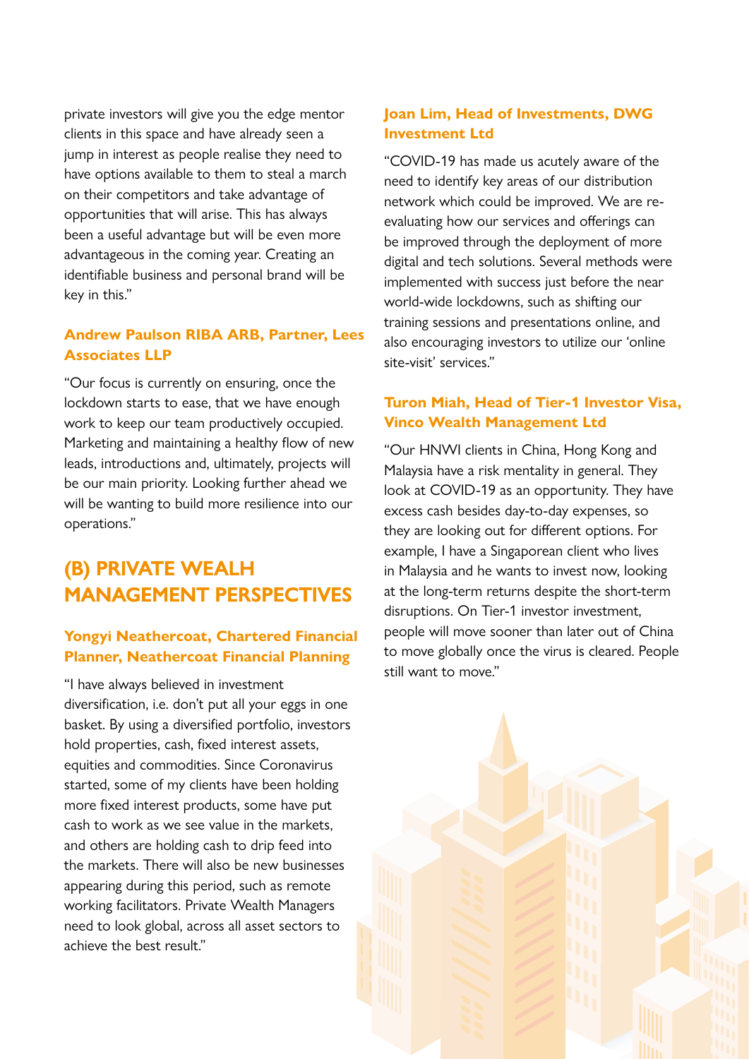private investors will give you the edge mentor clients in this space and have already seen a jump in interest as people realise they need to have options available to them to steal a march on their competitors and take advantage of opportunities that will arise. This has always been a useful advantage but will be even more advantageous in the coming year. Creating an identifiable business and personal brand will be key in this."

### Andrew Paulson RIBA ARB, Partner, Lees Associates LLP

"Our focus is currently on ensuring, once the lockdown starts to ease, that we have enough work to keep our team productively occupied. Marketing and maintaining a healthy flow of new leads, introductions and, ultimately, projects will be our main priority. Looking further ahead we will be wanting to build more resilience into our operations."

## (B) PRIVATE WEALTH MANAGEMENT PERSPECTIVES

### Yongyi Neathercoat, Chartered Financial Planner, Neathercoat Financial Planning

"I have always believed in investment diversification, i.e. don't put all your eggs in one basket. By using a diversified portfolio, investors hold properties, cash, fixed interest assets, equities and commodities. Since Coronavirus started, some of my clients have been holding more fixed interest products, some have put cash to work as we see value in the markets, and others are holding cash to drip feed into the markets. There will also be new businesses appearing during this period, such as remote working facilitators. Private Wealth Managers need to look global, across all asset sectors to achieve the best result."

### Joan Lim, Head of Investments, DWG Investment Ltd

"COVID-19 has made us acutely aware of the need to identify key areas of our distribution network which could be improved. We are re-evaluating how our services and offerings can be improved through the deployment of more digital and tech solutions. Several methods were implemented with success just before the near world-wide lockdowns, such as shifting our training sessions and presentations online, and also encouraging investors to utilize our 'online site-visit' services."

### Turon Miah, Head of Tier-1 Investor Visa, Vinco Wealth Management Ltd

"Our HNWI clients in China, Hong Kong and Malaysia have a risk mentality in general. They look at COVID-19 as an opportunity. They have excess cash besides day-to-day expenses, so they are looking out for different options. For example, I have a Singaporean client who lives in Malaysia and he wants to invest now, looking at the long-term returns despite the short-term disruptions. On Tier-1 investor investment, people will move sooner than later out of China to move globally once the virus is cleared. People still want to move."